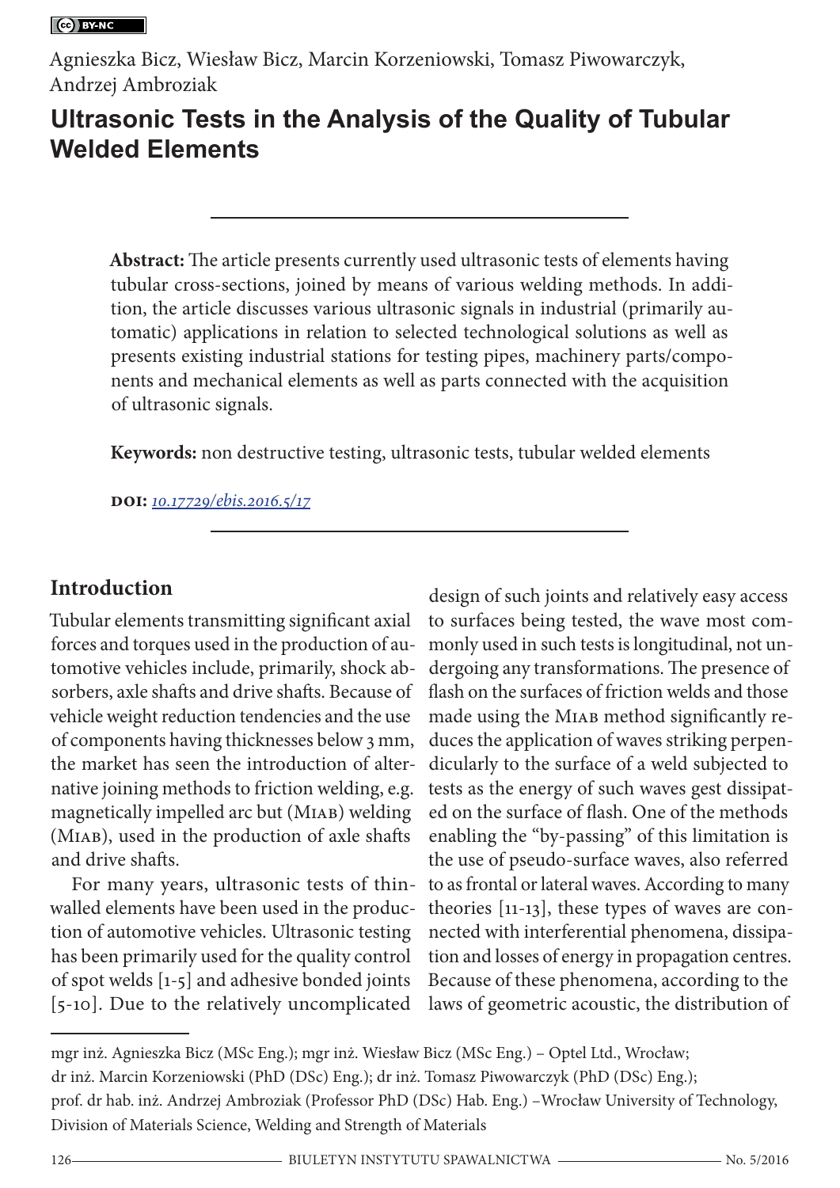Agnieszka Bicz, Wiesław Bicz, Marcin Korzeniowski, Tomasz Piwowarczyk, Andrzej Ambroziak

# Ultrasonic Tests in the Analysis of the Quality of Tubular Welded Elements

**Abstract:** The article presents currently used ultrasonic tests of elements having tubular cross-sections, joined by means of various welding methods. In addition, the article discusses various ultrasonic signals in industrial (primarily automatic) applications in relation to selected technological solutions as well as presents existing industrial stations for testing pipes, machinery parts/components and mechanical elements as well as parts connected with the acquisition of ultrasonic signals.

**Keywords:** non destructive testing, ultrasonic tests, tubular welded elements

**DOI:** *10.17729/ebis.2016.5/17*

## Introduction

Tubular elements transmitting significant axial forces and torques used in the production of automotive vehicles include, primarily, shock absorbers, axle shafts and drive shafts. Because of vehicle weight reduction tendencies and the use of components having thicknesses below 3 mm, the market has seen the introduction of alternative joining methods to friction welding, e.g. magnetically impelled arc but (MIAB) welding (MIAB), used in the production of axle shafts and drive shafts.

For many years, ultrasonic tests of thin-walled elements have been used in the production of automotive vehicles. Ultrasonic testing has been primarily used for the quality control of spot welds [1-5] and adhesive bonded joints [5-10]. Due to the relatively uncomplicated design of such joints and relatively easy access to surfaces being tested, the wave most commonly used in such tests is longitudinal, not undergoing any transformations. The presence of flash on the surfaces of friction welds and those made using the MIAB method significantly reduces the application of waves striking perpendicularly to the surface of a weld subjected to tests as the energy of such waves gest dissipated on the surface of flash. One of the methods enabling the "by-passing" of this limitation is the use of pseudo-surface waves, also referred to as frontal or lateral waves. According to many theories [11-13], these types of waves are connected with interferential phenomena, dissipation and losses of energy in propagation centres. Because of these phenomena, according to the laws of geometric acoustic, the distribution of

---

mgr inż. Agnieszka Bicz (MSc Eng.); mgr inż. Wiesław Bicz (MSc Eng.) – Optel Ltd., Wrocław;
dr inż. Marcin Korzeniowski (PhD (DSc) Eng.); dr inż. Tomasz Piwowarczyk (PhD (DSc) Eng.);
prof. dr hab. inż. Andrzej Ambroziak (Professor PhD (DSc) Hab. Eng.) –Wrocław University of Technology, Division of Materials Science, Welding and Strength of Materials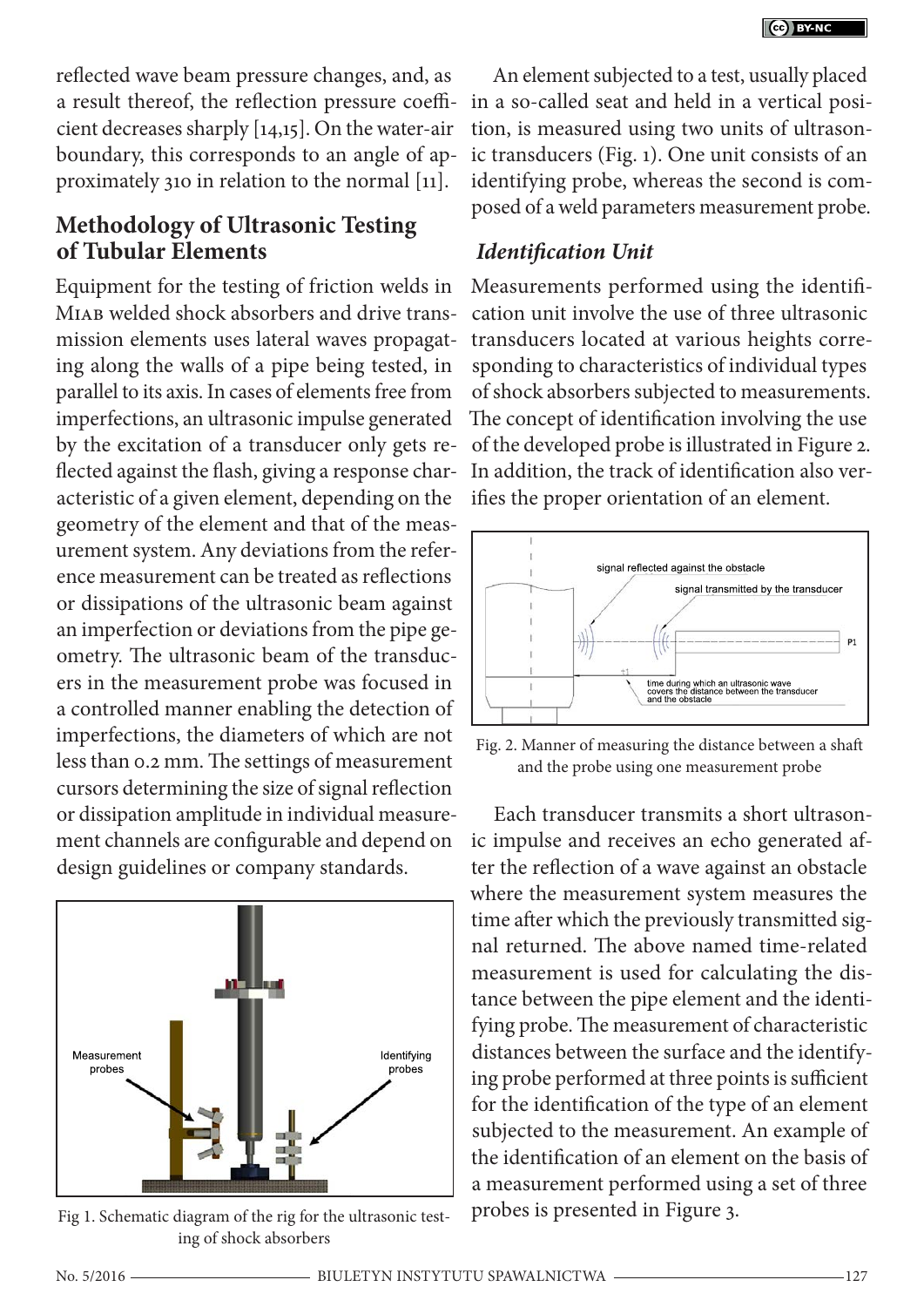reflected wave beam pressure changes, and, as a result thereof, the reflection pressure coefficient decreases sharply [14,15]. On the water-air boundary, this corresponds to an angle of approximately 310 in relation to the normal [11].

## Methodology of Ultrasonic Testing of Tubular Elements

Equipment for the testing of friction welds in MIAB welded shock absorbers and drive transmission elements uses lateral waves propagating along the walls of a pipe being tested, in parallel to its axis. In cases of elements free from imperfections, an ultrasonic impulse generated by the excitation of a transducer only gets reflected against the flash, giving a response characteristic of a given element, depending on the geometry of the element and that of the measurement system. Any deviations from the reference measurement can be treated as reflections or dissipations of the ultrasonic beam against an imperfection or deviations from the pipe geometry. The ultrasonic beam of the transducers in the measurement probe was focused in a controlled manner enabling the detection of imperfections, the diameters of which are not less than 0.2 mm. The settings of measurement cursors determining the size of signal reflection or dissipation amplitude in individual measurement channels are configurable and depend on design guidelines or company standards.

Fig 1. Schematic diagram of the rig for the ultrasonic testing of shock absorbers

An element subjected to a test, usually placed in a so-called seat and held in a vertical position, is measured using two units of ultrasonic transducers (Fig. 1). One unit consists of an identifying probe, whereas the second is composed of a weld parameters measurement probe.

### *Identification Unit*

Measurements performed using the identification unit involve the use of three ultrasonic transducers located at various heights corresponding to characteristics of individual types of shock absorbers subjected to measurements. The concept of identification involving the use of the developed probe is illustrated in Figure 2. In addition, the track of identification also verifies the proper orientation of an element.

Fig. 2. Manner of measuring the distance between a shaft and the probe using one measurement probe

Each transducer transmits a short ultrasonic impulse and receives an echo generated after the reflection of a wave against an obstacle where the measurement system measures the time after which the previously transmitted signal returned. The above named time-related measurement is used for calculating the distance between the pipe element and the identifying probe. The measurement of characteristic distances between the surface and the identifying probe performed at three points is sufficient for the identification of the type of an element subjected to the measurement. An example of the identification of an element on the basis of a measurement performed using a set of three probes is presented in Figure 3.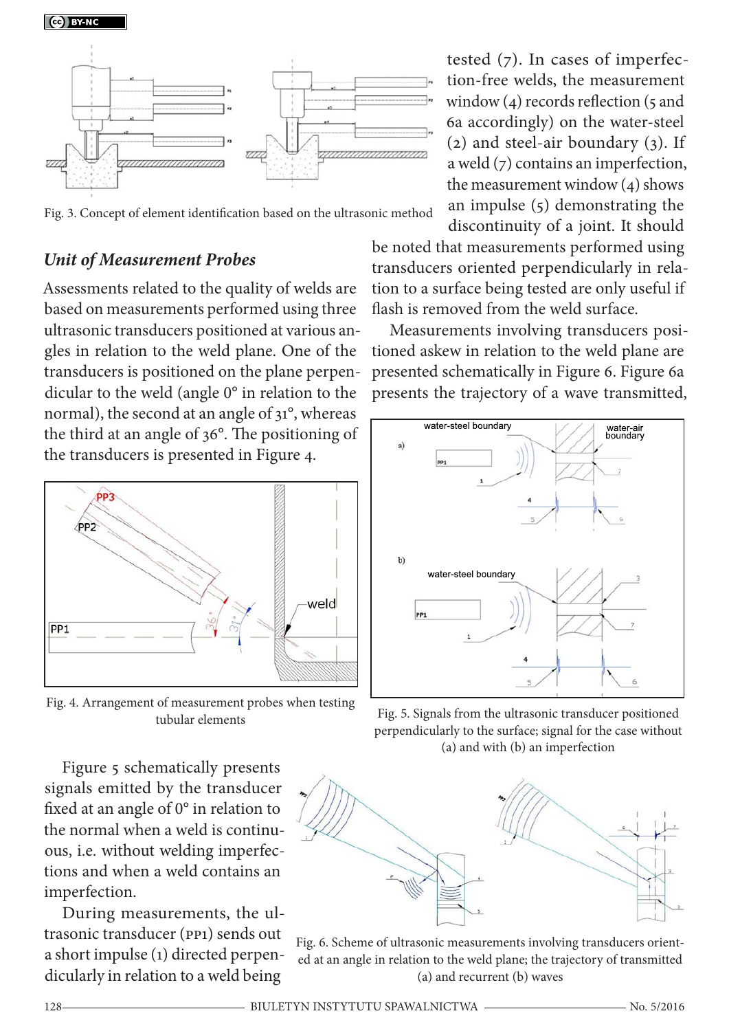Fig. 3. Concept of element identification based on the ultrasonic method

tested (7). In cases of imperfection-free welds, the measurement window (4) records reflection (5 and 6a accordingly) on the water-steel (2) and steel-air boundary (3). If a weld (7) contains an imperfection, the measurement window (4) shows an impulse (5) demonstrating the discontinuity of a joint. It should be noted that measurements performed using transducers oriented perpendicularly in relation to a surface being tested are only useful if flash is removed from the weld surface.

Measurements involving transducers positioned askew in relation to the weld plane are presented schematically in Figure 6. Figure 6a presents the trajectory of a wave transmitted,

### *Unit of Measurement Probes*

Assessments related to the quality of welds are based on measurements performed using three ultrasonic transducers positioned at various angles in relation to the weld plane. One of the transducers is positioned on the plane perpendicular to the weld (angle 0° in relation to the normal), the second at an angle of 31°, whereas the third at an angle of 36°. The positioning of the transducers is presented in Figure 4.

Fig. 4. Arrangement of measurement probes when testing tubular elements

Fig. 5. Signals from the ultrasonic transducer positioned perpendicularly to the surface; signal for the case without (a) and with (b) an imperfection

Figure 5 schematically presents signals emitted by the transducer fixed at an angle of 0° in relation to the normal when a weld is continuous, i.e. without welding imperfections and when a weld contains an imperfection.

During measurements, the ultrasonic transducer (PP1) sends out a short impulse (1) directed perpendicularly in relation to a weld being

Fig. 6. Scheme of ultrasonic measurements involving transducers oriented at an angle in relation to the weld plane; the trajectory of transmitted (a) and recurrent (b) waves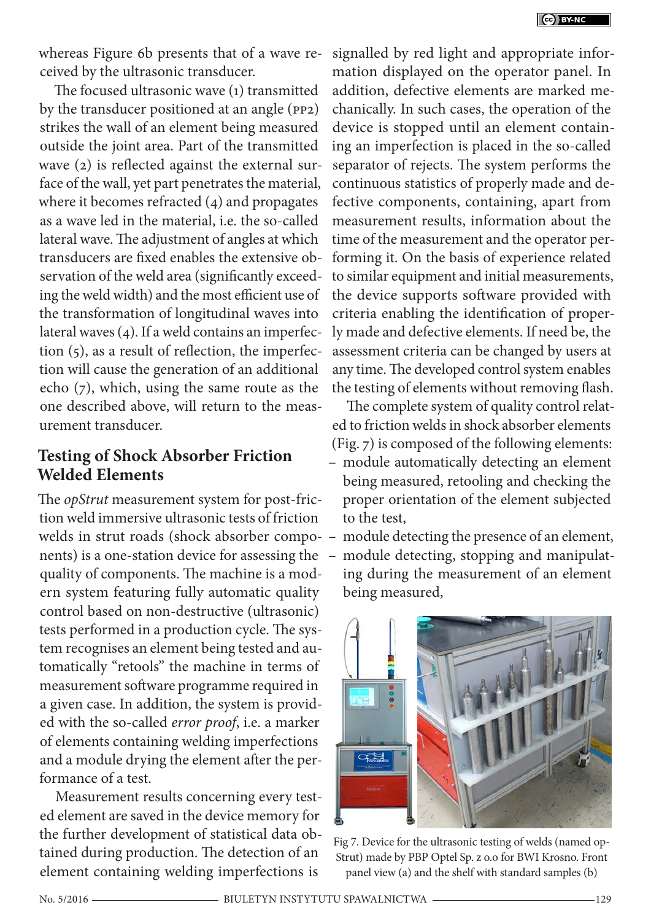whereas Figure 6b presents that of a wave received by the ultrasonic transducer.

The focused ultrasonic wave (1) transmitted by the transducer positioned at an angle (PP2) strikes the wall of an element being measured outside the joint area. Part of the transmitted wave (2) is reflected against the external surface of the wall, yet part penetrates the material, where it becomes refracted (4) and propagates as a wave led in the material, i.e. the so-called lateral wave. The adjustment of angles at which transducers are fixed enables the extensive observation of the weld area (significantly exceeding the weld width) and the most efficient use of the transformation of longitudinal waves into lateral waves (4). If a weld contains an imperfection (5), as a result of reflection, the imperfection will cause the generation of an additional echo (7), which, using the same route as the one described above, will return to the measurement transducer.

## Testing of Shock Absorber Friction Welded Elements

The *opStrut* measurement system for post-friction weld immersive ultrasonic tests of friction welds in strut roads (shock absorber components) is a one-station device for assessing the quality of components. The machine is a modern system featuring fully automatic quality control based on non-destructive (ultrasonic) tests performed in a production cycle. The system recognises an element being tested and automatically "retools" the machine in terms of measurement software programme required in a given case. In addition, the system is provided with the so-called *error proof*, i.e. a marker of elements containing welding imperfections and a module drying the element after the performance of a test.

Measurement results concerning every tested element are saved in the device memory for the further development of statistical data obtained during production. The detection of an element containing welding imperfections is signalled by red light and appropriate information displayed on the operator panel. In addition, defective elements are marked mechanically. In such cases, the operation of the device is stopped until an element containing an imperfection is placed in the so-called separator of rejects. The system performs the continuous statistics of properly made and defective components, containing, apart from measurement results, information about the time of the measurement and the operator performing it. On the basis of experience related to similar equipment and initial measurements, the device supports software provided with criteria enabling the identification of properly made and defective elements. If need be, the assessment criteria can be changed by users at any time. The developed control system enables the testing of elements without removing flash.

The complete system of quality control related to friction welds in shock absorber elements (Fig. 7) is composed of the following elements:

- module automatically detecting an element being measured, retooling and checking the proper orientation of the element subjected to the test,
- module detecting the presence of an element,
- module detecting, stopping and manipulating during the measurement of an element being measured,

Fig 7. Device for the ultrasonic testing of welds (named opStrut) made by PBP Optel Sp. z o.o for BWI Krosno. Front panel view (a) and the shelf with standard samples (b)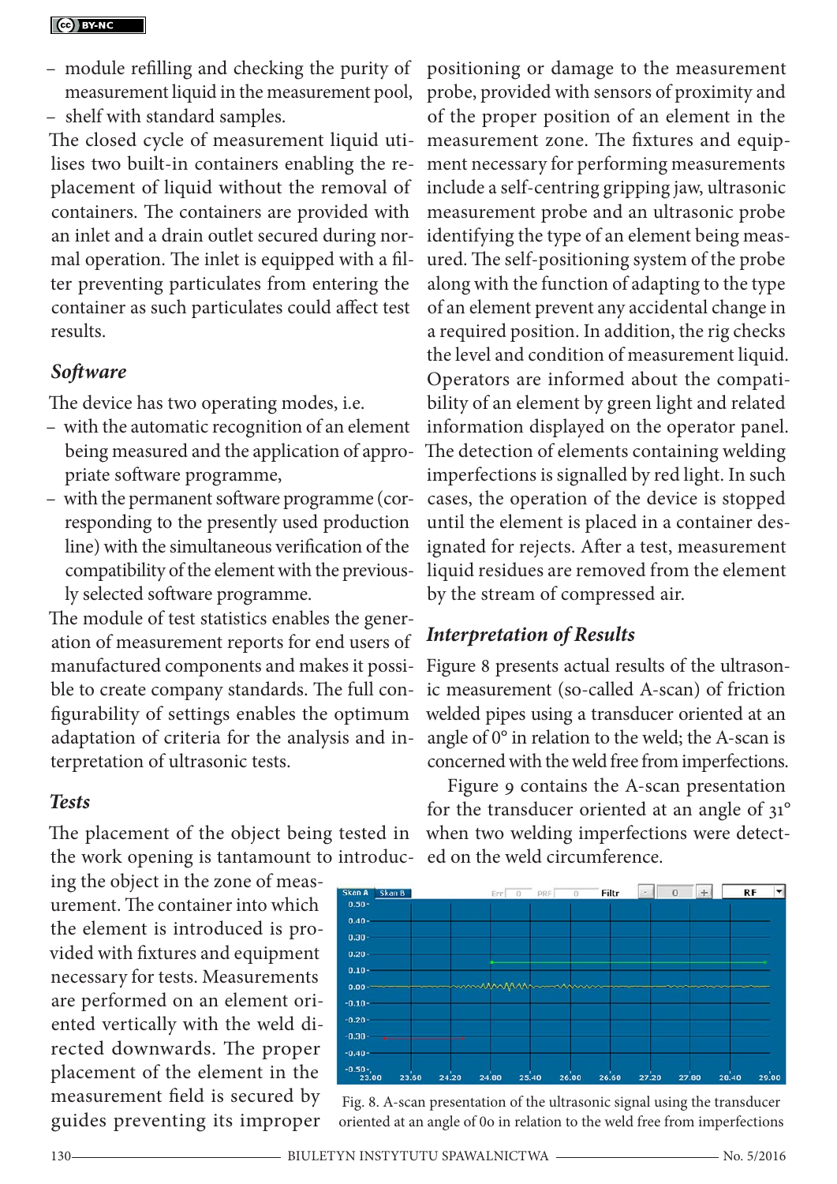– module refilling and checking the purity of measurement liquid in the measurement pool,
– shelf with standard samples.

The closed cycle of measurement liquid utilises two built-in containers enabling the replacement of liquid without the removal of containers. The containers are provided with an inlet and a drain outlet secured during normal operation. The inlet is equipped with a filter preventing particulates from entering the container as such particulates could affect test results.

### *Software*

The device has two operating modes, i.e.

– with the automatic recognition of an element being measured and the application of appropriate software programme,
– with the permanent software programme (corresponding to the presently used production line) with the simultaneous verification of the compatibility of the element with the previously selected software programme.

The module of test statistics enables the generation of measurement reports for end users of manufactured components and makes it possible to create company standards. The full configurability of settings enables the optimum adaptation of criteria for the analysis and interpretation of ultrasonic tests.

### *Tests*

The placement of the object being tested in the work opening is tantamount to introducing the object in the zone of measurement. The container into which the element is introduced is provided with fixtures and equipment necessary for tests. Measurements are performed on an element oriented vertically with the weld directed downwards. The proper placement of the element in the measurement field is secured by guides preventing its improper positioning or damage to the measurement probe, provided with sensors of proximity and of the proper position of an element in the measurement zone. The fixtures and equipment necessary for performing measurements include a self-centring gripping jaw, ultrasonic measurement probe and an ultrasonic probe identifying the type of an element being measured. The self-positioning system of the probe along with the function of adapting to the type of an element prevent any accidental change in a required position. In addition, the rig checks the level and condition of measurement liquid. Operators are informed about the compatibility of an element by green light and related information displayed on the operator panel. The detection of elements containing welding imperfections is signalled by red light. In such cases, the operation of the device is stopped until the element is placed in a container designated for rejects. After a test, measurement liquid residues are removed from the element by the stream of compressed air.

### *Interpretation of Results*

Figure 8 presents actual results of the ultrasonic measurement (so-called A-scan) of friction welded pipes using a transducer oriented at an angle of 0° in relation to the weld; the A-scan is concerned with the weld free from imperfections.

Figure 9 contains the A-scan presentation for the transducer oriented at an angle of 31° when two welding imperfections were detected on the weld circumference.

Fig. 8. A-scan presentation of the ultrasonic signal using the transducer oriented at an angle of 0o in relation to the weld free from imperfections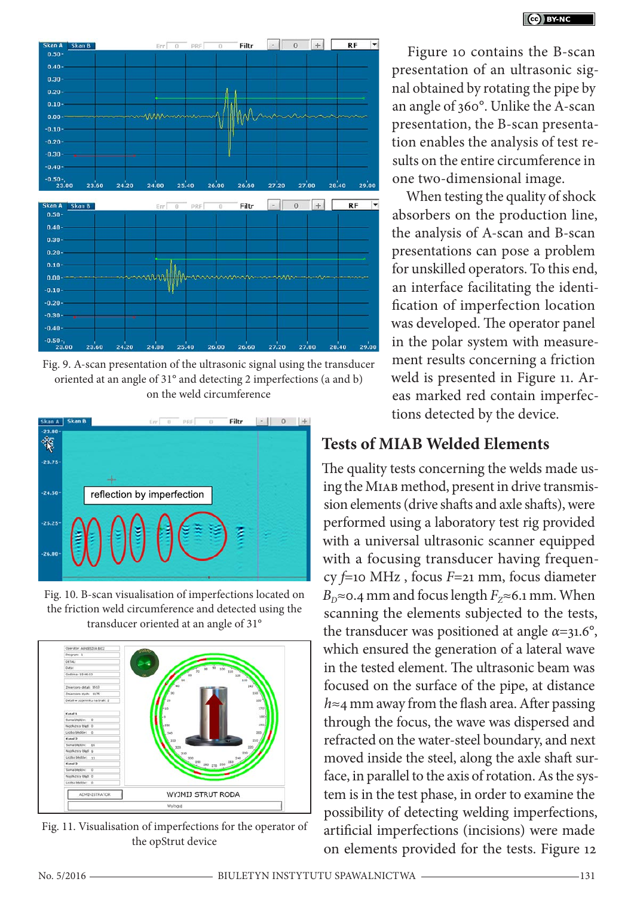Fig. 9. A-scan presentation of the ultrasonic signal using the transducer oriented at an angle of 31° and detecting 2 imperfections (a and b) on the weld circumference

Fig. 10. B-scan visualisation of imperfections located on the friction weld circumference and detected using the transducer oriented at an angle of 31°

Fig. 11. Visualisation of imperfections for the operator of the opStrut device

Figure 10 contains the B-scan presentation of an ultrasonic signal obtained by rotating the pipe by an angle of 360°. Unlike the A-scan presentation, the B-scan presentation enables the analysis of test results on the entire circumference in one two-dimensional image.

When testing the quality of shock absorbers on the production line, the analysis of A-scan and B-scan presentations can pose a problem for unskilled operators. To this end, an interface facilitating the identification of imperfection location was developed. The operator panel in the polar system with measurement results concerning a friction weld is presented in Figure 11. Areas marked red contain imperfections detected by the device.

## Tests of MIAB Welded Elements

The quality tests concerning the welds made using the MIAB method, present in drive transmission elements (drive shafts and axle shafts), were performed using a laboratory test rig provided with a universal ultrasonic scanner equipped with a focusing transducer having frequency $f$=10 MHz , focus $F$=21 mm, focus diameter $B_D$≈0.4 mm and focus length $F_Z$≈6.1 mm. When scanning the elements subjected to the tests, the transducer was positioned at angle $\alpha$=31.6°, which ensured the generation of a lateral wave in the tested element. The ultrasonic beam was focused on the surface of the pipe, at distance $h$≈4 mm away from the flash area. After passing through the focus, the wave was dispersed and refracted on the water-steel boundary, and next moved inside the steel, along the axle shaft surface, in parallel to the axis of rotation. As the system is in the test phase, in order to examine the possibility of detecting welding imperfections, artificial imperfections (incisions) were made on elements provided for the tests. Figure 12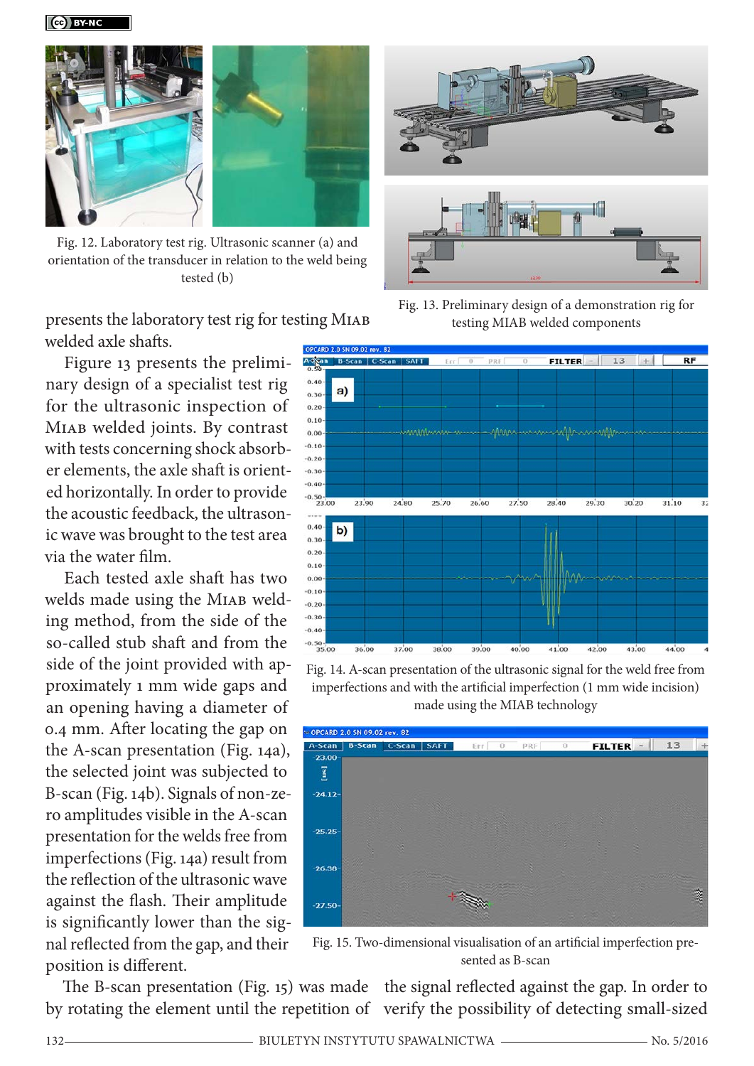Fig. 12. Laboratory test rig. Ultrasonic scanner (a) and orientation of the transducer in relation to the weld being tested (b)

Fig. 13. Preliminary design of a demonstration rig for testing MIAB welded components

presents the laboratory test rig for testing MIAB welded axle shafts.

Figure 13 presents the preliminary design of a specialist test rig for the ultrasonic inspection of MIAB welded joints. By contrast with tests concerning shock absorber elements, the axle shaft is oriented horizontally. In order to provide the acoustic feedback, the ultrasonic wave was brought to the test area via the water film.

Each tested axle shaft has two welds made using the MIAB welding method, from the side of the so-called stub shaft and from the side of the joint provided with approximately 1 mm wide gaps and an opening having a diameter of 0.4 mm. After locating the gap on the A-scan presentation (Fig. 14a), the selected joint was subjected to B-scan (Fig. 14b). Signals of non-zero amplitudes visible in the A-scan presentation for the welds free from imperfections (Fig. 14a) result from the reflection of the ultrasonic wave against the flash. Their amplitude is significantly lower than the signal reflected from the gap, and their position is different.

Fig. 14. A-scan presentation of the ultrasonic signal for the weld free from imperfections and with the artificial imperfection (1 mm wide incision) made using the MIAB technology

Fig. 15. Two-dimensional visualisation of an artificial imperfection presented as B-scan

The B-scan presentation (Fig. 15) was made by rotating the element until the repetition of the signal reflected against the gap. In order to verify the possibility of detecting small-sized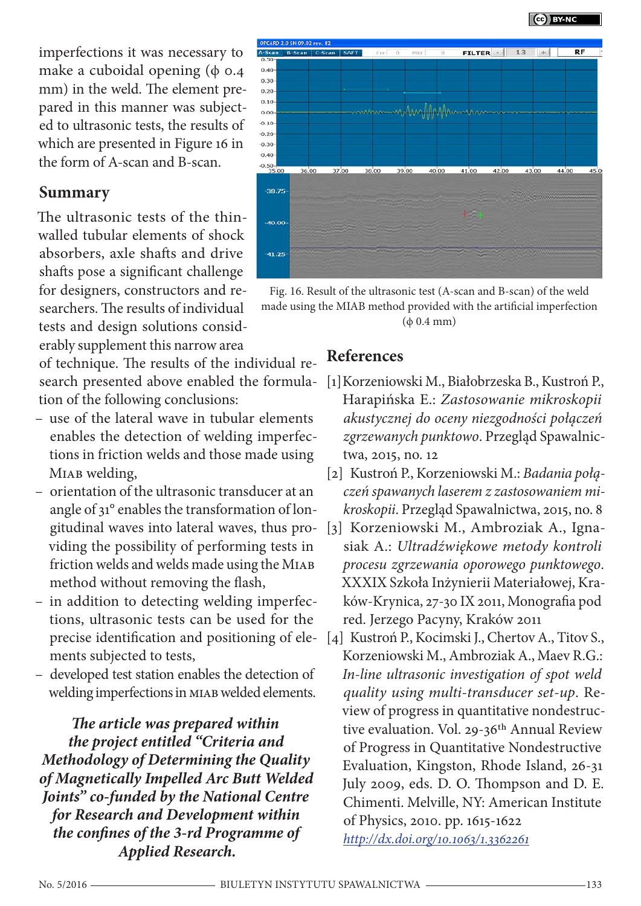imperfections it was necessary to make a cuboidal opening (ϕ 0.4 mm) in the weld. The element prepared in this manner was subjected to ultrasonic tests, the results of which are presented in Figure 16 in the form of A-scan and B-scan.

Fig. 16. Result of the ultrasonic test (A-scan and B-scan) of the weld made using the MIAB method provided with the artificial imperfection (ϕ 0.4 mm)

## Summary

The ultrasonic tests of the thin-walled tubular elements of shock absorbers, axle shafts and drive shafts pose a significant challenge for designers, constructors and researchers. The results of individual tests and design solutions considerably supplement this narrow area of technique. The results of the individual research presented above enabled the formulation of the following conclusions:

- use of the lateral wave in tubular elements enables the detection of welding imperfections in friction welds and those made using MIAB welding,
- orientation of the ultrasonic transducer at an angle of 31° enables the transformation of longitudinal waves into lateral waves, thus providing the possibility of performing tests in friction welds and welds made using the MIAB method without removing the flash,
- in addition to detecting welding imperfections, ultrasonic tests can be used for the precise identification and positioning of elements subjected to tests,
- developed test station enables the detection of welding imperfections in MIAB welded elements.

***The article was prepared within the project entitled "Criteria and Methodology of Determining the Quality of Magnetically Impelled Arc Butt Welded Joints" co-funded by the National Centre for Research and Development within the confines of the 3-rd Programme of Applied Research.***

## References

[1] Korzeniowski M., Białobrzeska B., Kustroń P., Harapińska E.: *Zastosowanie mikroskopii akustycznej do oceny niezgodności połączeń zgrzewanych punktowo*. Przegląd Spawalnictwa, 2015, no. 12

[2] Kustroń P., Korzeniowski M.: *Badania połączeń spawanych laserem z zastosowaniem mikroskopii*. Przegląd Spawalnictwa, 2015, no. 8

[3] Korzeniowski M., Ambroziak A., Ignasiak A.: *Ultradźwiękowe metody kontroli procesu zgrzewania oporowego punktowego*. XXXIX Szkoła Inżynierii Materiałowej, Kraków-Krynica, 27-30 IX 2011, Monografia pod red. Jerzego Pacyny, Kraków 2011

[4] Kustroń P., Kocimski J., Chertov A., Titov S., Korzeniowski M., Ambroziak A., Maev R.G.: *In-line ultrasonic investigation of spot weld quality using multi-transducer set-up*. Review of progress in quantitative nondestructive evaluation. Vol. 29-36[th] Annual Review of Progress in Quantitative Nondestructive Evaluation, Kingston, Rhode Island, 26-31 July 2009, eds. D. O. Thompson and D. E. Chimenti. Melville, NY: American Institute of Physics, 2010. pp. 1615-1622 http://dx.doi.org/10.1063/1.3362261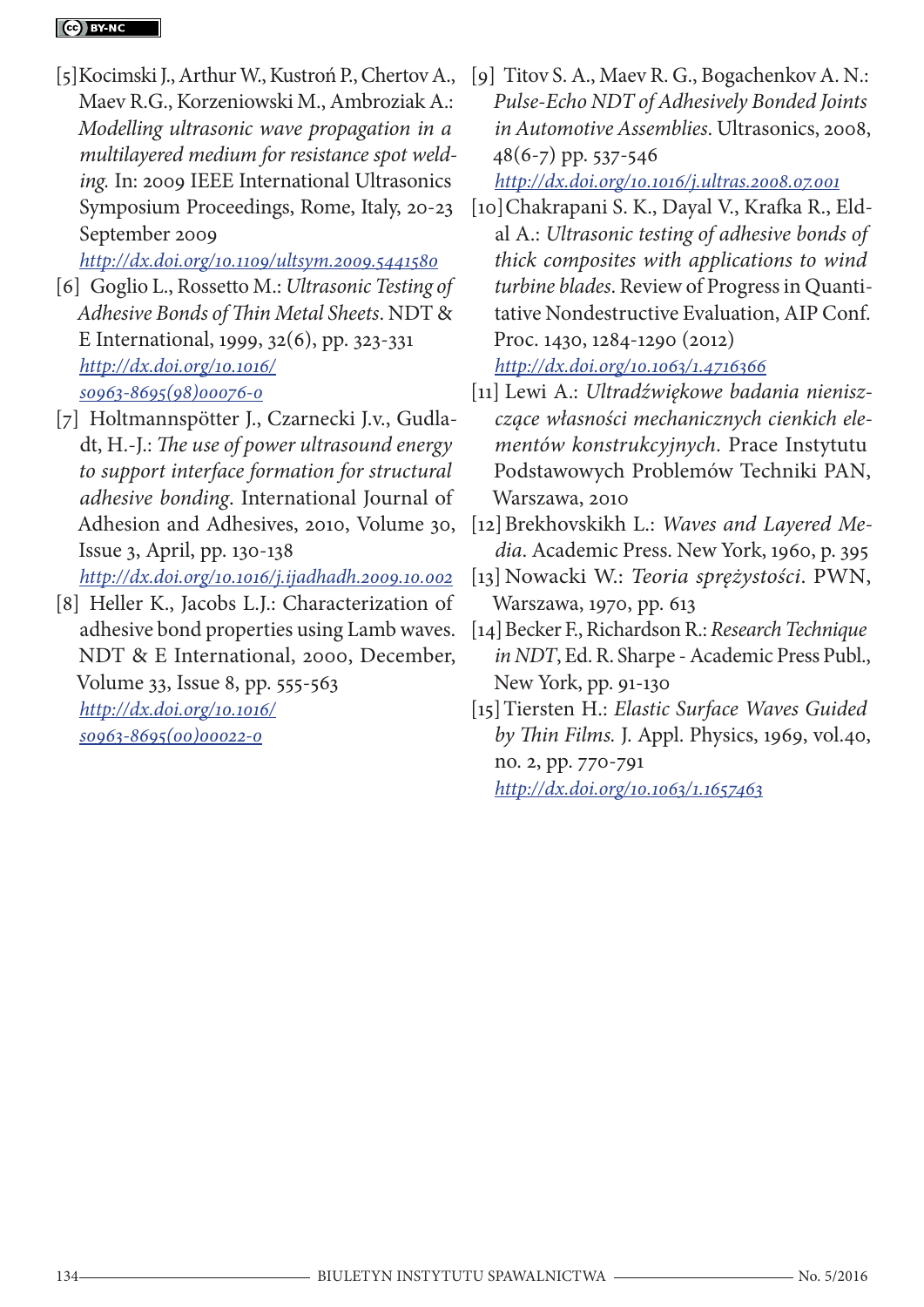[5] Kocimski J., Arthur W., Kustroń P., Chertov A., Maev R.G., Korzeniowski M., Ambroziak A.: *Modelling ultrasonic wave propagation in a multilayered medium for resistance spot welding.* In: 2009 IEEE International Ultrasonics Symposium Proceedings, Rome, Italy, 20-23 September 2009 http://dx.doi.org/10.1109/ultsym.2009.5441580

[6] Goglio L., Rossetto M.: *Ultrasonic Testing of Adhesive Bonds of Thin Metal Sheets*. NDT & E International, 1999, 32(6), pp. 323-331 http://dx.doi.org/10.1016/s0963-8695(98)00076-0

[7] Holtmannspötter J., Czarnecki J.v., Gudladt, H.-J.: *The use of power ultrasound energy to support interface formation for structural adhesive bonding*. International Journal of Adhesion and Adhesives, 2010, Volume 30, Issue 3, April, pp. 130-138 http://dx.doi.org/10.1016/j.ijadhadh.2009.10.002

[8] Heller K., Jacobs L.J.: Characterization of adhesive bond properties using Lamb waves. NDT & E International, 2000, December, Volume 33, Issue 8, pp. 555-563 http://dx.doi.org/10.1016/s0963-8695(00)00022-0

[9] Titov S. A., Maev R. G., Bogachenkov A. N.: *Pulse-Echo NDT of Adhesively Bonded Joints in Automotive Assemblies*. Ultrasonics, 2008, 48(6-7) pp. 537-546 http://dx.doi.org/10.1016/j.ultras.2008.07.001

[10] Chakrapani S. K., Dayal V., Krafka R., Eldal A.: *Ultrasonic testing of adhesive bonds of thick composites with applications to wind turbine blades*. Review of Progress in Quantitative Nondestructive Evaluation, AIP Conf. Proc. 1430, 1284-1290 (2012) http://dx.doi.org/10.1063/1.4716366

[11] Lewi A.: *Ultradźwiękowe badania nieniszczące własności mechanicznych cienkich elementów konstrukcyjnych*. Prace Instytutu Podstawowych Problemów Techniki PAN, Warszawa, 2010

[12] Brekhovskikh L.: *Waves and Layered Media*. Academic Press. New York, 1960, p. 395

[13] Nowacki W.: *Teoria sprężystości*. PWN, Warszawa, 1970, pp. 613

[14] Becker F., Richardson R.: *Research Technique in NDT*, Ed. R. Sharpe - Academic Press Publ., New York, pp. 91-130

[15] Tiersten H.: *Elastic Surface Waves Guided by Thin Films.* J. Appl. Physics, 1969, vol.40, no. 2, pp. 770-791 http://dx.doi.org/10.1063/1.1657463